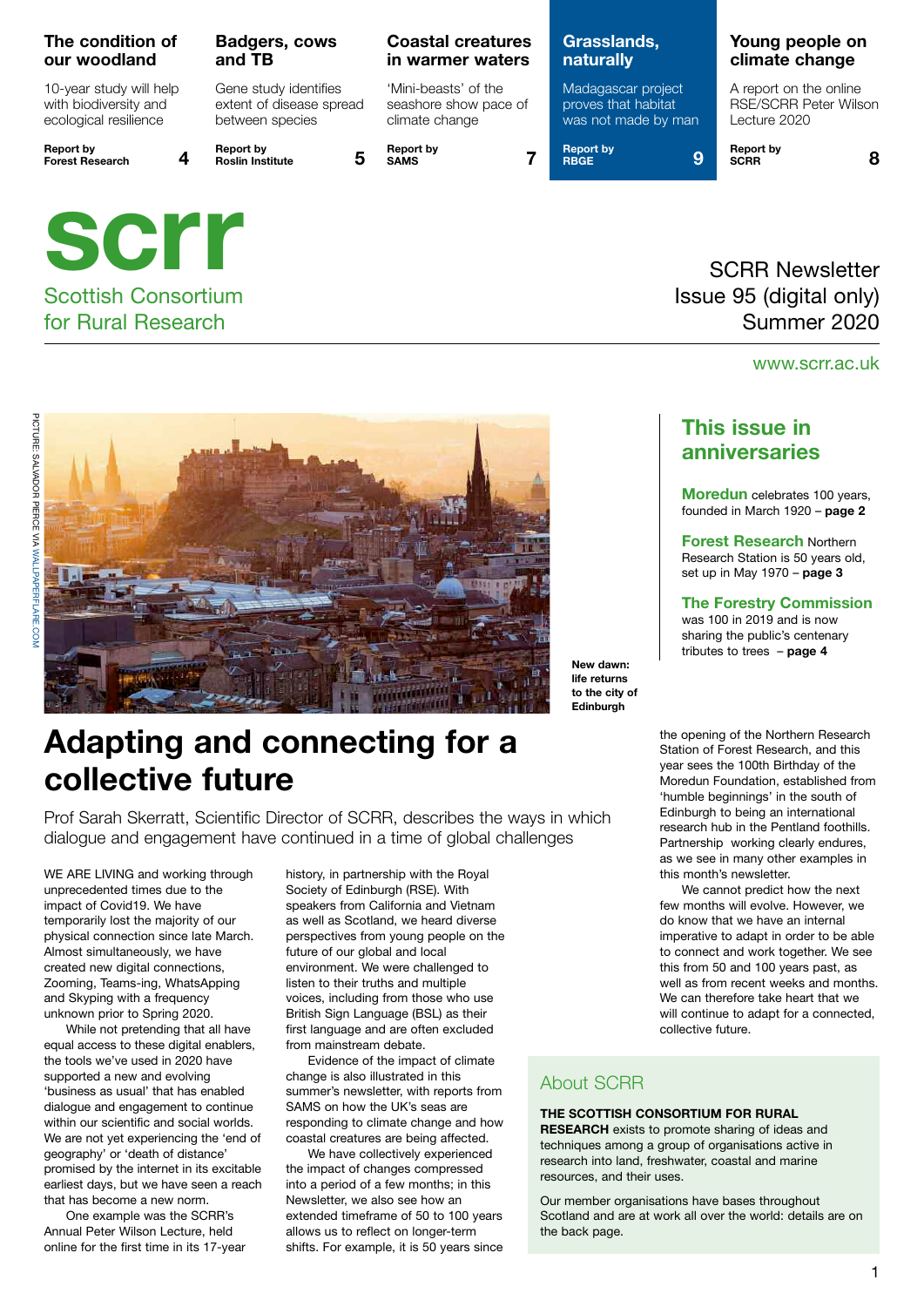**The condition of our woodland**

10-year study will help with biodiversity and ecological resilience

Report by Forest Research — 4

**Badgers, cows and TB**

Gene study identifies extent of disease spread between species

Report by Roslin Institute — 5

**Coastal creatures in warmer waters**

'Mini-beasts' of the seashore show pace of climate change

Report by SAMS — 7

**Grasslands, naturally**

Madagascar project proves that habitat was not made by man

Report by RBGE — 9

**Young people on climate change**

A report on the online RSE/SCRR Peter Wilson Lecture 2020

Report by SCRR — 8

# scrr

Scottish Consortium for Rural Research

SCRR Newsletter
Issue 95 (digital only)
Summer 2020

www.scrr.ac.uk

PICTURE: SALVADOR PIERCE VIA WALLPAPERFLARE.COM

New dawn: life returns to the city of Edinburgh

## This issue in anniversaries

**Moredun** celebrates 100 years, founded in March 1920 – **page 2**

**Forest Research** Northern Research Station is 50 years old, set up in May 1970 – **page 3**

**The Forestry Commission** was 100 in 2019 and is now sharing the public's centenary tributes to trees – **page 4**

# Adapting and connecting for a collective future

Prof Sarah Skerratt, Scientific Director of SCRR, describes the ways in which dialogue and engagement have continued in a time of global challenges

WE ARE LIVING and working through unprecedented times due to the impact of Covid19. We have temporarily lost the majority of our physical connection since late March. Almost simultaneously, we have created new digital connections, Zooming, Teams-ing, WhatsApping and Skyping with a frequency unknown prior to Spring 2020.

While not pretending that all have equal access to these digital enablers, the tools we've used in 2020 have supported a new and evolving 'business as usual' that has enabled dialogue and engagement to continue within our scientific and social worlds. We are not yet experiencing the 'end of geography' or 'death of distance' promised by the internet in its excitable earliest days, but we have seen a reach that has become a new norm.

One example was the SCRR's Annual Peter Wilson Lecture, held online for the first time in its 17-year history, in partnership with the Royal Society of Edinburgh (RSE). With speakers from California and Vietnam as well as Scotland, we heard diverse perspectives from young people on the future of our global and local environment. We were challenged to listen to their truths and multiple voices, including from those who use British Sign Language (BSL) as their first language and are often excluded from mainstream debate.

Evidence of the impact of climate change is also illustrated in this summer's newsletter, with reports from SAMS on how the UK's seas are responding to climate change and how coastal creatures are being affected.

We have collectively experienced the impact of changes compressed into a period of a few months; in this Newsletter, we also see how an extended timeframe of 50 to 100 years allows us to reflect on longer-term shifts. For example, it is 50 years since the opening of the Northern Research Station of Forest Research, and this year sees the 100th Birthday of the Moredun Foundation, established from 'humble beginnings' in the south of Edinburgh to being an international research hub in the Pentland foothills. Partnership working clearly endures, as we see in many other examples in this month's newsletter.

We cannot predict how the next few months will evolve. However, we do know that we have an internal imperative to adapt in order to be able to connect and work together. We see this from 50 and 100 years past, as well as from recent weeks and months. We can therefore take heart that we will continue to adapt for a connected, collective future.

## About SCRR

**THE SCOTTISH CONSORTIUM FOR RURAL RESEARCH** exists to promote sharing of ideas and techniques among a group of organisations active in research into land, freshwater, coastal and marine resources, and their uses.

Our member organisations have bases throughout Scotland and are at work all over the world: details are on the back page.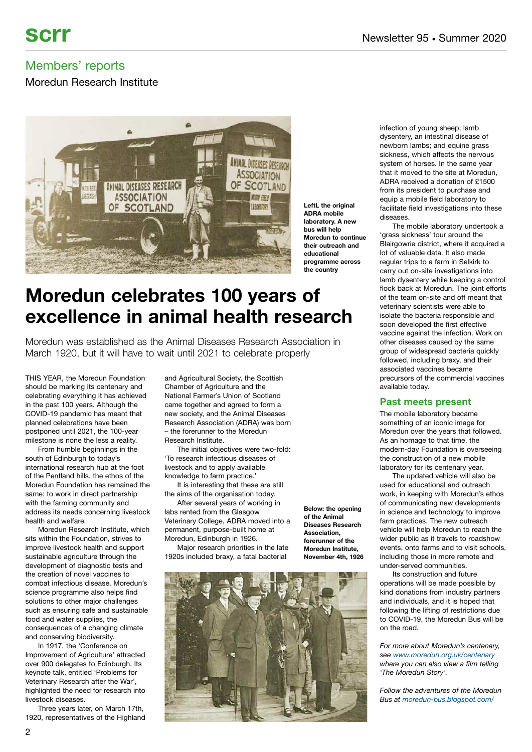## Members' reports

Moredun Research Institute

**LeftL the original ADRA mobile laboratory. A new bus will help Moredun to continue their outreach and educational programme across the country**

# Moredun celebrates 100 years of excellence in animal health research

Moredun was established as the Animal Diseases Research Association in March 1920, but it will have to wait until 2021 to celebrate properly

THIS YEAR, the Moredun Foundation should be marking its centenary and celebrating everything it has achieved in the past 100 years. Although the COVID-19 pandemic has meant that planned celebrations have been postponed until 2021, the 100-year milestone is none the less a reality.

From humble beginnings in the south of Edinburgh to today's international research hub at the foot of the Pentland hills, the ethos of the Moredun Foundation has remained the same: to work in direct partnership with the farming community and address its needs concerning livestock health and welfare.

Moredun Research Institute, which sits within the Foundation, strives to improve livestock health and support sustainable agriculture through the development of diagnostic tests and the creation of novel vaccines to combat infectious disease. Moredun's science programme also helps find solutions to other major challenges such as ensuring safe and sustainable food and water supplies, the consequences of a changing climate and conserving biodiversity.

In 1917, the 'Conference on Improvement of Agriculture' attracted over 900 delegates to Edinburgh. Its keynote talk, entitled 'Problems for Veterinary Research after the War', highlighted the need for research into livestock diseases.

Three years later, on March 17th, 1920, representatives of the Highland and Agricultural Society, the Scottish Chamber of Agriculture and the National Farmer's Union of Scotland came together and agreed to form a new society, and the Animal Diseases Research Association (ADRA) was born – the forerunner to the Moredun Research Institute.

The initial objectives were two-fold: 'To research infectious diseases of livestock and to apply available knowledge to farm practice.'

It is interesting that these are still the aims of the organisation today.

After several years of working in labs rented from the Glasgow Veterinary College, ADRA moved into a permanent, purpose-built home at Moredun, Edinburgh in 1926.

Major research priorities in the late 1920s included braxy, a fatal bacterial infection of young sheep; lamb dysentery, an intestinal disease of newborn lambs; and equine grass sickness, which affects the nervous system of horses. In the same year that it moved to the site at Moredun, ADRA received a donation of £1500 from its president to purchase and equip a mobile field laboratory to facilitate field investigations into these diseases.

**Below: the opening of the Animal Diseases Research Association, forerunner of the Moredun Institute, November 4th, 1926**

The mobile laboratory undertook a 'grass sickness' tour around the Blairgowrie district, where it acquired a lot of valuable data. It also made regular trips to a farm in Selkirk to carry out on-site investigations into lamb dysentery while keeping a control flock back at Moredun. The joint efforts of the team on-site and off meant that veterinary scientists were able to isolate the bacteria responsible and soon developed the first effective vaccine against the infection. Work on other diseases caused by the same group of widespread bacteria quickly followed, including braxy, and their associated vaccines became precursors of the commercial vaccines available today.

### Past meets present

The mobile laboratory became something of an iconic image for Moredun over the years that followed. As an homage to that time, the modern-day Foundation is overseeing the construction of a new mobile laboratory for its centenary year.

The updated vehicle will also be used for educational and outreach work, in keeping with Moredun's ethos of communicating new developments in science and technology to improve farm practices. The new outreach vehicle will help Moredun to reach the wider public as it travels to roadshow events, onto farms and to visit schools, including those in more remote and under-served communities.

Its construction and future operations will be made possible by kind donations from industry partners and individuals, and it is hoped that following the lifting of restrictions due to COVID-19, the Moredun Bus will be on the road.

*For more about Moredun's centenary, see www.moredun.org.uk/centenary where you can also view a film telling 'The Moredun Story'.*

*Follow the adventures of the Moredun Bus at moredun-bus.blogspot.com/*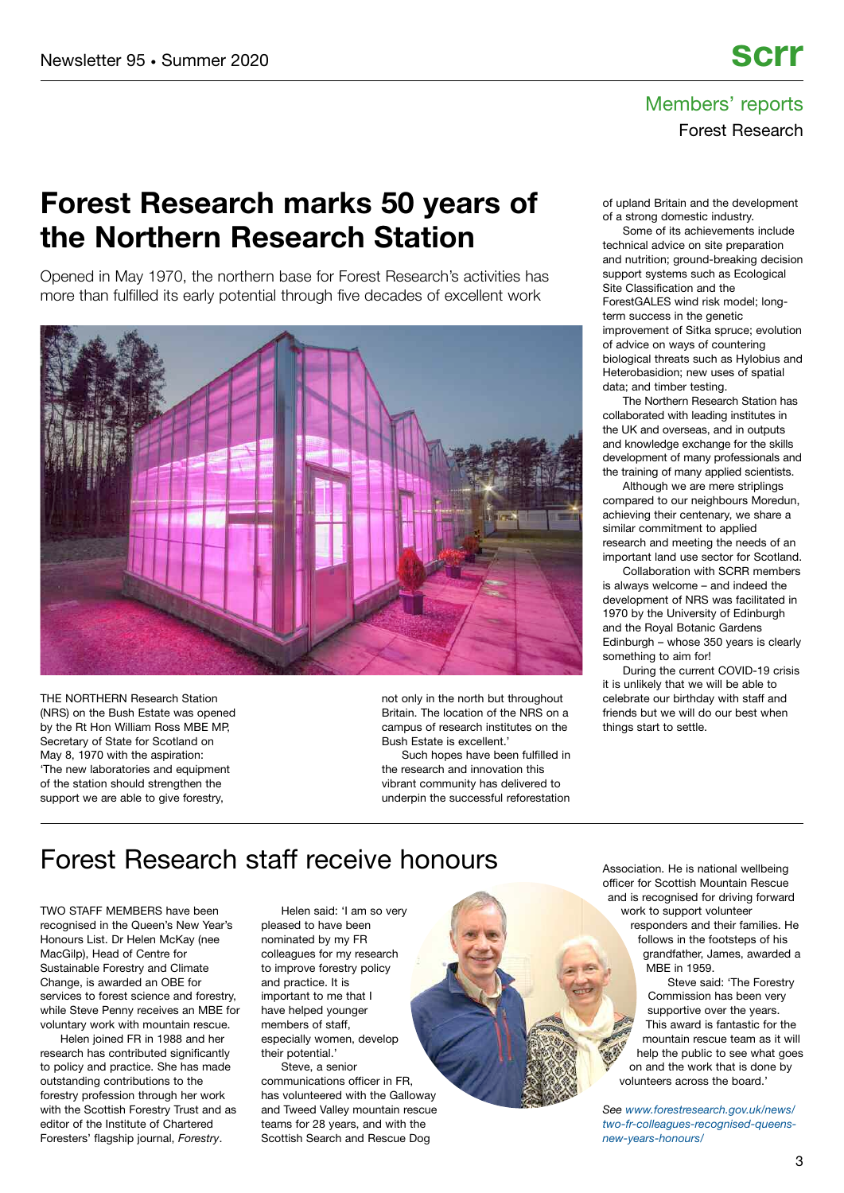Members' reports

Forest Research

# Forest Research marks 50 years of the Northern Research Station

Opened in May 1970, the northern base for Forest Research's activities has more than fulfilled its early potential through five decades of excellent work

THE NORTHERN Research Station (NRS) on the Bush Estate was opened by the Rt Hon William Ross MBE MP, Secretary of State for Scotland on May 8, 1970 with the aspiration: 'The new laboratories and equipment of the station should strengthen the support we are able to give forestry, not only in the north but throughout Britain. The location of the NRS on a campus of research institutes on the Bush Estate is excellent.'

Such hopes have been fulfilled in the research and innovation this vibrant community has delivered to underpin the successful reforestation of upland Britain and the development of a strong domestic industry.

Some of its achievements include technical advice on site preparation and nutrition; ground-breaking decision support systems such as Ecological Site Classification and the ForestGALES wind risk model; long-term success in the genetic improvement of Sitka spruce; evolution of advice on ways of countering biological threats such as Hylobius and Heterobasidion; new uses of spatial data; and timber testing.

The Northern Research Station has collaborated with leading institutes in the UK and overseas, and in outputs and knowledge exchange for the skills development of many professionals and the training of many applied scientists.

Although we are mere striplings compared to our neighbours Moredun, achieving their centenary, we share a similar commitment to applied research and meeting the needs of an important land use sector for Scotland.

Collaboration with SCRR members is always welcome – and indeed the development of NRS was facilitated in 1970 by the University of Edinburgh and the Royal Botanic Gardens Edinburgh – whose 350 years is clearly something to aim for!

During the current COVID-19 crisis it is unlikely that we will be able to celebrate our birthday with staff and friends but we will do our best when things start to settle.

## Forest Research staff receive honours

TWO STAFF MEMBERS have been recognised in the Queen's New Year's Honours List. Dr Helen McKay (nee MacGilp), Head of Centre for Sustainable Forestry and Climate Change, is awarded an OBE for services to forest science and forestry, while Steve Penny receives an MBE for voluntary work with mountain rescue.

Helen joined FR in 1988 and her research has contributed significantly to policy and practice. She has made outstanding contributions to the forestry profession through her work with the Scottish Forestry Trust and as editor of the Institute of Chartered Foresters' flagship journal, *Forestry*.

Helen said: 'I am so very pleased to have been nominated by my FR colleagues for my research to improve forestry policy and practice. It is important to me that I have helped younger members of staff, especially women, develop their potential.'

Steve, a senior communications officer in FR, has volunteered with the Galloway and Tweed Valley mountain rescue teams for 28 years, and with the Scottish Search and Rescue Dog Association. He is national wellbeing officer for Scottish Mountain Rescue and is recognised for driving forward work to support volunteer responders and their families. He follows in the footsteps of his grandfather, James, awarded a MBE in 1959.

Steve said: 'The Forestry Commission has been very supportive over the years. This award is fantastic for the mountain rescue team as it will help the public to see what goes on and the work that is done by volunteers across the board.'

*See www.forestresearch.gov.uk/news/two-fr-colleagues-recognised-queens-new-years-honours/*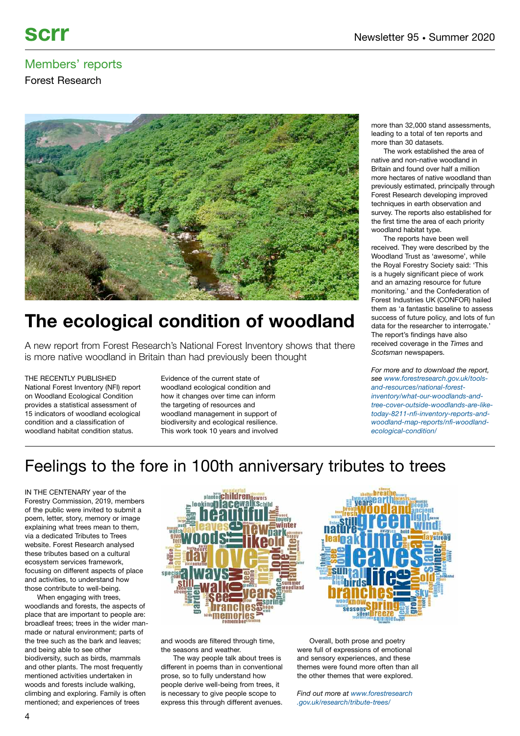## Members' reports

Forest Research

# The ecological condition of woodland

A new report from Forest Research's National Forest Inventory shows that there is more native woodland in Britain than had previously been thought

THE RECENTLY PUBLISHED National Forest Inventory (NFI) report on Woodland Ecological Condition provides a statistical assessment of 15 indicators of woodland ecological condition and a classification of woodland habitat condition status.

Evidence of the current state of woodland ecological condition and how it changes over time can inform the targeting of resources and woodland management in support of biodiversity and ecological resilience. This work took 10 years and involved more than 32,000 stand assessments, leading to a total of ten reports and more than 30 datasets.

The work established the area of native and non-native woodland in Britain and found over half a million more hectares of native woodland than previously estimated, principally through Forest Research developing improved techniques in earth observation and survey. The reports also established for the first time the area of each priority woodland habitat type.

The reports have been well received. They were described by the Woodland Trust as 'awesome', while the Royal Forestry Society said: 'This is a hugely significant piece of work and an amazing resource for future monitoring.' and the Confederation of Forest Industries UK (CONFOR) hailed them as 'a fantastic baseline to assess success of future policy, and lots of fun data for the researcher to interrogate.' The report's findings have also received coverage in the *Times* and *Scotsman* newspapers.

*For more and to download the report, see www.forestresearch.gov.uk/tools-and-resources/national-forest-inventory/what-our-woodlands-and-tree-cover-outside-woodlands-are-like-today-8211-nfi-inventory-reports-and-woodland-map-reports/nfi-woodland-ecological-condition/*

# Feelings to the fore in 100th anniversary tributes to trees

IN THE CENTENARY year of the Forestry Commission, 2019, members of the public were invited to submit a poem, letter, story, memory or image explaining what trees mean to them, via a dedicated Tributes to Trees website. Forest Research analysed these tributes based on a cultural ecosystem services framework, focusing on different aspects of place and activities, to understand how those contribute to well-being.

When engaging with trees, woodlands and forests, the aspects of place that are important to people are: broadleaf trees; trees in the wider man-made or natural environment; parts of the tree such as the bark and leaves; and being able to see other biodiversity, such as birds, mammals and other plants. The most frequently mentioned activities undertaken in woods and forests include walking, climbing and exploring. Family is often mentioned; and experiences of trees and woods are filtered through time, the seasons and weather.

The way people talk about trees is different in poems than in conventional prose, so to fully understand how people derive well-being from trees, it is necessary to give people scope to express this through different avenues.

Overall, both prose and poetry were full of expressions of emotional and sensory experiences, and these themes were found more often than all the other themes that were explored.

*Find out more at www.forestresearch.gov.uk/research/tribute-trees/*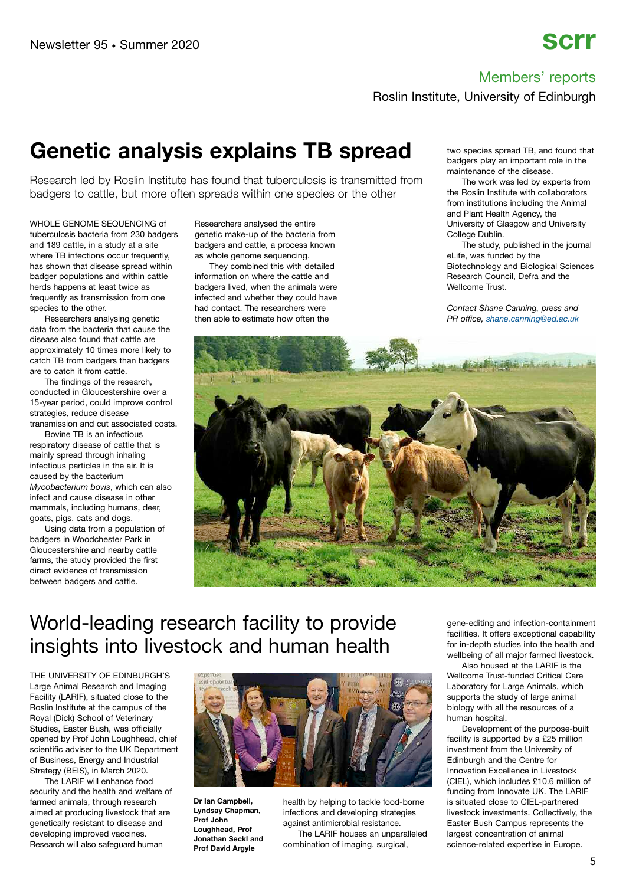Members' reports

Roslin Institute, University of Edinburgh

# Genetic analysis explains TB spread

Research led by Roslin Institute has found that tuberculosis is transmitted from badgers to cattle, but more often spreads within one species or the other

WHOLE GENOME SEQUENCING of tuberculosis bacteria from 230 badgers and 189 cattle, in a study at a site where TB infections occur frequently, has shown that disease spread within badger populations and within cattle herds happens at least twice as frequently as transmission from one species to the other.

Researchers analysing genetic data from the bacteria that cause the disease also found that cattle are approximately 10 times more likely to catch TB from badgers than badgers are to catch it from cattle.

The findings of the research, conducted in Gloucestershire over a 15-year period, could improve control strategies, reduce disease transmission and cut associated costs.

Bovine TB is an infectious respiratory disease of cattle that is mainly spread through inhaling infectious particles in the air. It is caused by the bacterium *Mycobacterium bovis*, which can also infect and cause disease in other mammals, including humans, deer, goats, pigs, cats and dogs.

Using data from a population of badgers in Woodchester Park in Gloucestershire and nearby cattle farms, the study provided the first direct evidence of transmission between badgers and cattle.

Researchers analysed the entire genetic make-up of the bacteria from badgers and cattle, a process known as whole genome sequencing.

They combined this with detailed information on where the cattle and badgers lived, when the animals were infected and whether they could have had contact. The researchers were then able to estimate how often the two species spread TB, and found that badgers play an important role in the maintenance of the disease.

The work was led by experts from the Roslin Institute with collaborators from institutions including the Animal and Plant Health Agency, the University of Glasgow and University College Dublin.

The study, published in the journal eLife, was funded by the Biotechnology and Biological Sciences Research Council, Defra and the Wellcome Trust.

*Contact Shane Canning, press and PR office, shane.canning@ed.ac.uk*

# World-leading research facility to provide insights into livestock and human health

THE UNIVERSITY OF EDINBURGH'S Large Animal Research and Imaging Facility (LARIF), situated close to the Roslin Institute at the campus of the Royal (Dick) School of Veterinary Studies, Easter Bush, was officially opened by Prof John Loughhead, chief scientific adviser to the UK Department of Business, Energy and Industrial Strategy (BEIS), in March 2020.

The LARIF will enhance food security and the health and welfare of farmed animals, through research aimed at producing livestock that are genetically resistant to disease and developing improved vaccines. Research will also safeguard human health by helping to tackle food-borne infections and developing strategies against antimicrobial resistance.

**Dr Ian Campbell, Lyndsay Chapman, Prof John Loughhead, Prof Jonathan Seckl and Prof David Argyle**

The LARIF houses an unparalleled combination of imaging, surgical, gene-editing and infection-containment facilities. It offers exceptional capability for in-depth studies into the health and wellbeing of all major farmed livestock.

Also housed at the LARIF is the Wellcome Trust-funded Critical Care Laboratory for Large Animals, which supports the study of large animal biology with all the resources of a human hospital.

Development of the purpose-built facility is supported by a £25 million investment from the University of Edinburgh and the Centre for Innovation Excellence in Livestock (CIEL), which includes £10.6 million of funding from Innovate UK. The LARIF is situated close to CIEL-partnered livestock investments. Collectively, the Easter Bush Campus represents the largest concentration of animal science-related expertise in Europe.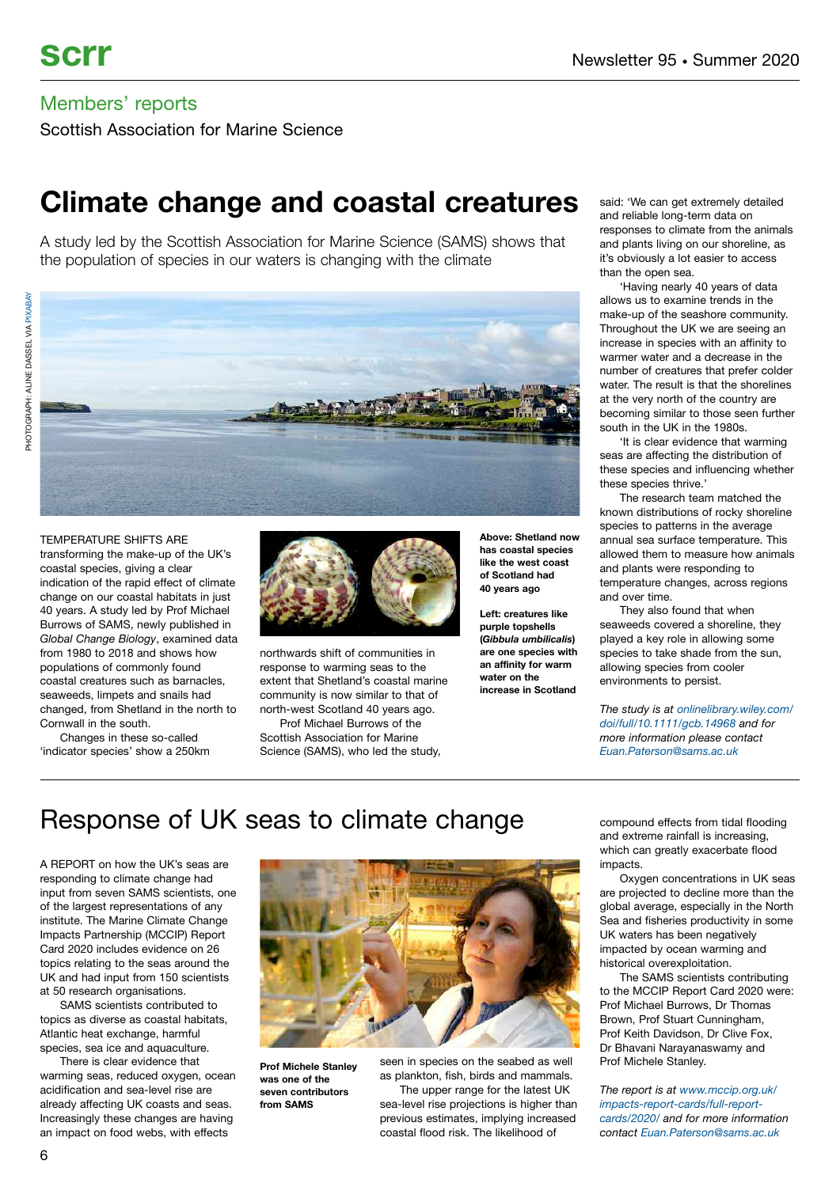## Members' reports

Scottish Association for Marine Science

# Climate change and coastal creatures

A study led by the Scottish Association for Marine Science (SAMS) shows that the population of species in our waters is changing with the climate

PHOTOGRAPH: ALINE DASSEL VIA PIXABAY

TEMPERATURE SHIFTS ARE transforming the make-up of the UK's coastal species, giving a clear indication of the rapid effect of climate change on our coastal habitats in just 40 years. A study led by Prof Michael Burrows of SAMS, newly published in *Global Change Biology*, examined data from 1980 to 2018 and shows how populations of commonly found coastal creatures such as barnacles, seaweeds, limpets and snails had changed, from Shetland in the north to Cornwall in the south.

Changes in these so-called 'indicator species' show a 250km northwards shift of communities in response to warming seas to the extent that Shetland's coastal marine community is now similar to that of north-west Scotland 40 years ago.

Prof Michael Burrows of the Scottish Association for Marine Science (SAMS), who led the study, said: 'We can get extremely detailed and reliable long-term data on responses to climate from the animals and plants living on our shoreline, as it's obviously a lot easier to access than the open sea.

'Having nearly 40 years of data allows us to examine trends in the make-up of the seashore community. Throughout the UK we are seeing an increase in species with an affinity to warmer water and a decrease in the number of creatures that prefer colder water. The result is that the shorelines at the very north of the country are becoming similar to those seen further south in the UK in the 1980s.

'It is clear evidence that warming seas are affecting the distribution of these species and influencing whether these species thrive.'

The research team matched the known distributions of rocky shoreline species to patterns in the average annual sea surface temperature. This allowed them to measure how animals and plants were responding to temperature changes, across regions and over time.

They also found that when seaweeds covered a shoreline, they played a key role in allowing some species to take shade from the sun, allowing species from cooler environments to persist.

**Above: Shetland now has coastal species like the west coast of Scotland had 40 years ago**

**Left: creatures like purple topshells (*Gibbula umbilicalis*) are one species with an affinity for warm water on the increase in Scotland**

*The study is at onlinelibrary.wiley.com/doi/full/10.1111/gcb.14968 and for more information please contact Euan.Paterson@sams.ac.uk*

# Response of UK seas to climate change

A REPORT on how the UK's seas are responding to climate change had input from seven SAMS scientists, one of the largest representations of any institute. The Marine Climate Change Impacts Partnership (MCCIP) Report Card 2020 includes evidence on 26 topics relating to the seas around the UK and had input from 150 scientists at 50 research organisations.

SAMS scientists contributed to topics as diverse as coastal habitats, Atlantic heat exchange, harmful species, sea ice and aquaculture.

There is clear evidence that warming seas, reduced oxygen, ocean acidification and sea-level rise are already affecting UK coasts and seas. Increasingly these changes are having an impact on food webs, with effects seen in species on the seabed as well as plankton, fish, birds and mammals.

The upper range for the latest UK sea-level rise projections is higher than previous estimates, implying increased coastal flood risk. The likelihood of compound effects from tidal flooding and extreme rainfall is increasing, which can greatly exacerbate flood impacts.

Oxygen concentrations in UK seas are projected to decline more than the global average, especially in the North Sea and fisheries productivity in some UK waters has been negatively impacted by ocean warming and historical overexploitation.

The SAMS scientists contributing to the MCCIP Report Card 2020 were: Prof Michael Burrows, Dr Thomas Brown, Prof Stuart Cunningham, Prof Keith Davidson, Dr Clive Fox, Dr Bhavani Narayanaswamy and Prof Michele Stanley.

**Prof Michele Stanley was one of the seven contributors from SAMS**

*The report is at www.mccip.org.uk/impacts-report-cards/full-report-cards/2020/ and for more information contact Euan.Paterson@sams.ac.uk*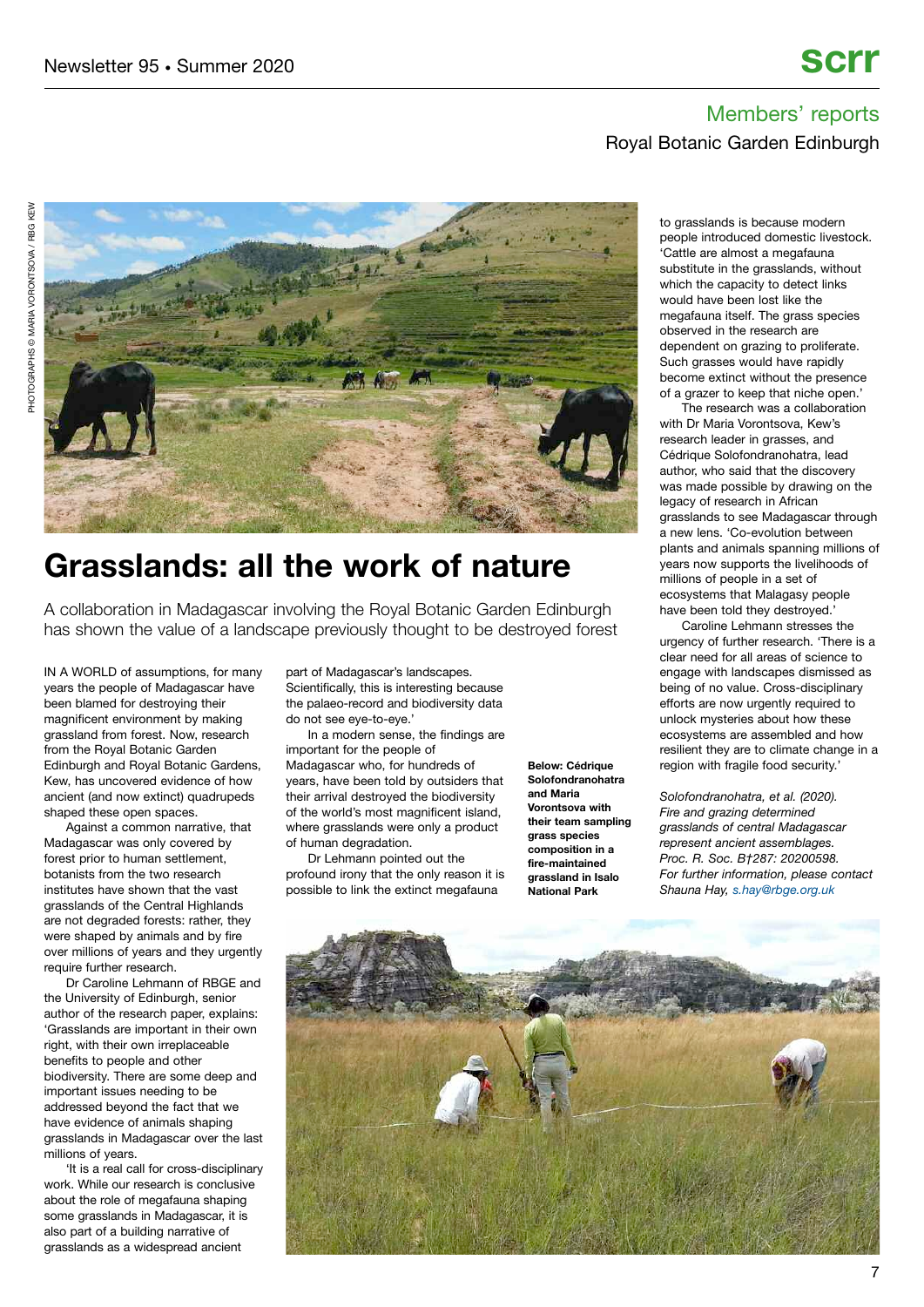## Members' reports

### Royal Botanic Garden Edinburgh

PHOTOGRAPHS © MARIA VORONTSOVA / RBG KEW

# Grasslands: all the work of nature

A collaboration in Madagascar involving the Royal Botanic Garden Edinburgh has shown the value of a landscape previously thought to be destroyed forest

IN A WORLD of assumptions, for many years the people of Madagascar have been blamed for destroying their magnificent environment by making grassland from forest. Now, research from the Royal Botanic Garden Edinburgh and Royal Botanic Gardens, Kew, has uncovered evidence of how ancient (and now extinct) quadrupeds shaped these open spaces.

Against a common narrative, that Madagascar was only covered by forest prior to human settlement, botanists from the two research institutes have shown that the vast grasslands of the Central Highlands are not degraded forests: rather, they were shaped by animals and by fire over millions of years and they urgently require further research.

Dr Caroline Lehmann of RBGE and the University of Edinburgh, senior author of the research paper, explains: 'Grasslands are important in their own right, with their own irreplaceable benefits to people and other biodiversity. There are some deep and important issues needing to be addressed beyond the fact that we have evidence of animals shaping grasslands in Madagascar over the last millions of years.

'It is a real call for cross-disciplinary work. While our research is conclusive about the role of megafauna shaping some grasslands in Madagascar, it is also part of a building narrative of grasslands as a widespread ancient part of Madagascar's landscapes. Scientifically, this is interesting because the palaeo-record and biodiversity data do not see eye-to-eye.'

In a modern sense, the findings are important for the people of Madagascar who, for hundreds of years, have been told by outsiders that their arrival destroyed the biodiversity of the world's most magnificent island, where grasslands were only a product of human degradation.

Dr Lehmann pointed out the profound irony that the only reason it is possible to link the extinct megafauna to grasslands is because modern people introduced domestic livestock. 'Cattle are almost a megafauna substitute in the grasslands, without which the capacity to detect links would have been lost like the megafauna itself. The grass species observed in the research are dependent on grazing to proliferate. Such grasses would have rapidly become extinct without the presence of a grazer to keep that niche open.'

The research was a collaboration with Dr Maria Vorontsova, Kew's research leader in grasses, and Cédrique Solofondranohatra, lead author, who said that the discovery was made possible by drawing on the legacy of research in African grasslands to see Madagascar through a new lens. 'Co-evolution between plants and animals spanning millions of years now supports the livelihoods of millions of people in a set of ecosystems that Malagasy people have been told they destroyed.'

Caroline Lehmann stresses the urgency of further research. 'There is a clear need for all areas of science to engage with landscapes dismissed as being of no value. Cross-disciplinary efforts are now urgently required to unlock mysteries about how these ecosystems are assembled and how resilient they are to climate change in a region with fragile food security.'

*Solofondranohatra, et al. (2020). Fire and grazing determined grasslands of central Madagascar represent ancient assemblages. Proc. R. Soc. B†287: 20200598. For further information, please contact Shauna Hay, s.hay@rbge.org.uk*

**Below: Cédrique Solofondranohatra and Maria Vorontsova with their team sampling grass species composition in a fire-maintained grassland in Isalo National Park**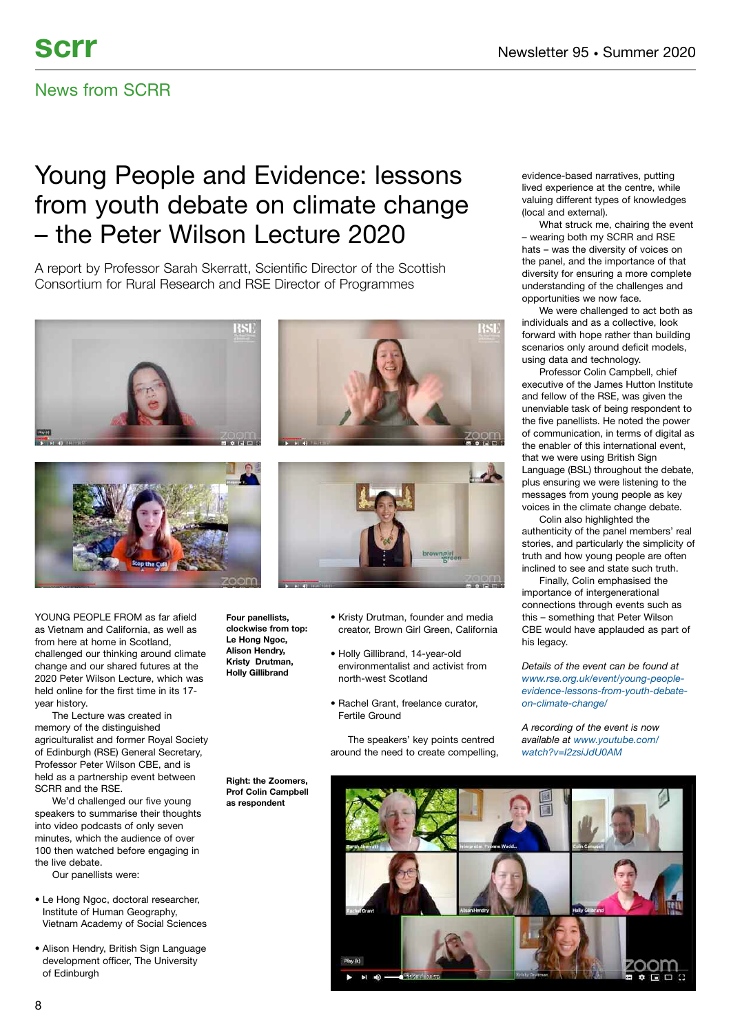## News from SCRR

# Young People and Evidence: lessons from youth debate on climate change – the Peter Wilson Lecture 2020

A report by Professor Sarah Skerratt, Scientific Director of the Scottish Consortium for Rural Research and RSE Director of Programmes

**Four panellists, clockwise from top: Le Hong Ngoc, Alison Hendry, Kristy Drutman, Holly Gillibrand**

YOUNG PEOPLE FROM as far afield as Vietnam and California, as well as from here at home in Scotland, challenged our thinking around climate change and our shared futures at the 2020 Peter Wilson Lecture, which was held online for the first time in its 17-year history.

The Lecture was created in memory of the distinguished agriculturalist and former Royal Society of Edinburgh (RSE) General Secretary, Professor Peter Wilson CBE, and is held as a partnership event between SCRR and the RSE.

We'd challenged our five young speakers to summarise their thoughts into video podcasts of only seven minutes, which the audience of over 100 then watched before engaging in the live debate.

Our panellists were:

- Le Hong Ngoc, doctoral researcher, Institute of Human Geography, Vietnam Academy of Social Sciences
- Alison Hendry, British Sign Language development officer, The University of Edinburgh
- Kristy Drutman, founder and media creator, Brown Girl Green, California
- Holly Gillibrand, 14-year-old environmentalist and activist from north-west Scotland
- Rachel Grant, freelance curator, Fertile Ground

The speakers' key points centred around the need to create compelling, evidence-based narratives, putting lived experience at the centre, while valuing different types of knowledges (local and external).

What struck me, chairing the event – wearing both my SCRR and RSE hats – was the diversity of voices on the panel, and the importance of that diversity for ensuring a more complete understanding of the challenges and opportunities we now face.

We were challenged to act both as individuals and as a collective, look forward with hope rather than building scenarios only around deficit models, using data and technology.

Professor Colin Campbell, chief executive of the James Hutton Institute and fellow of the RSE, was given the unenviable task of being respondent to the five panellists. He noted the power of communication, in terms of digital as the enabler of this international event, that we were using British Sign Language (BSL) throughout the debate, plus ensuring we were listening to the messages from young people as key voices in the climate change debate.

Colin also highlighted the authenticity of the panel members' real stories, and particularly the simplicity of truth and how young people are often inclined to see and state such truth.

Finally, Colin emphasised the importance of intergenerational connections through events such as this – something that Peter Wilson CBE would have applauded as part of his legacy.

*Details of the event can be found at www.rse.org.uk/event/young-people-evidence-lessons-from-youth-debate-on-climate-change/*

*A recording of the event is now available at www.youtube.com/watch?v=I2zsiJdU0AM*

**Right: the Zoomers, Prof Colin Campbell as respondent**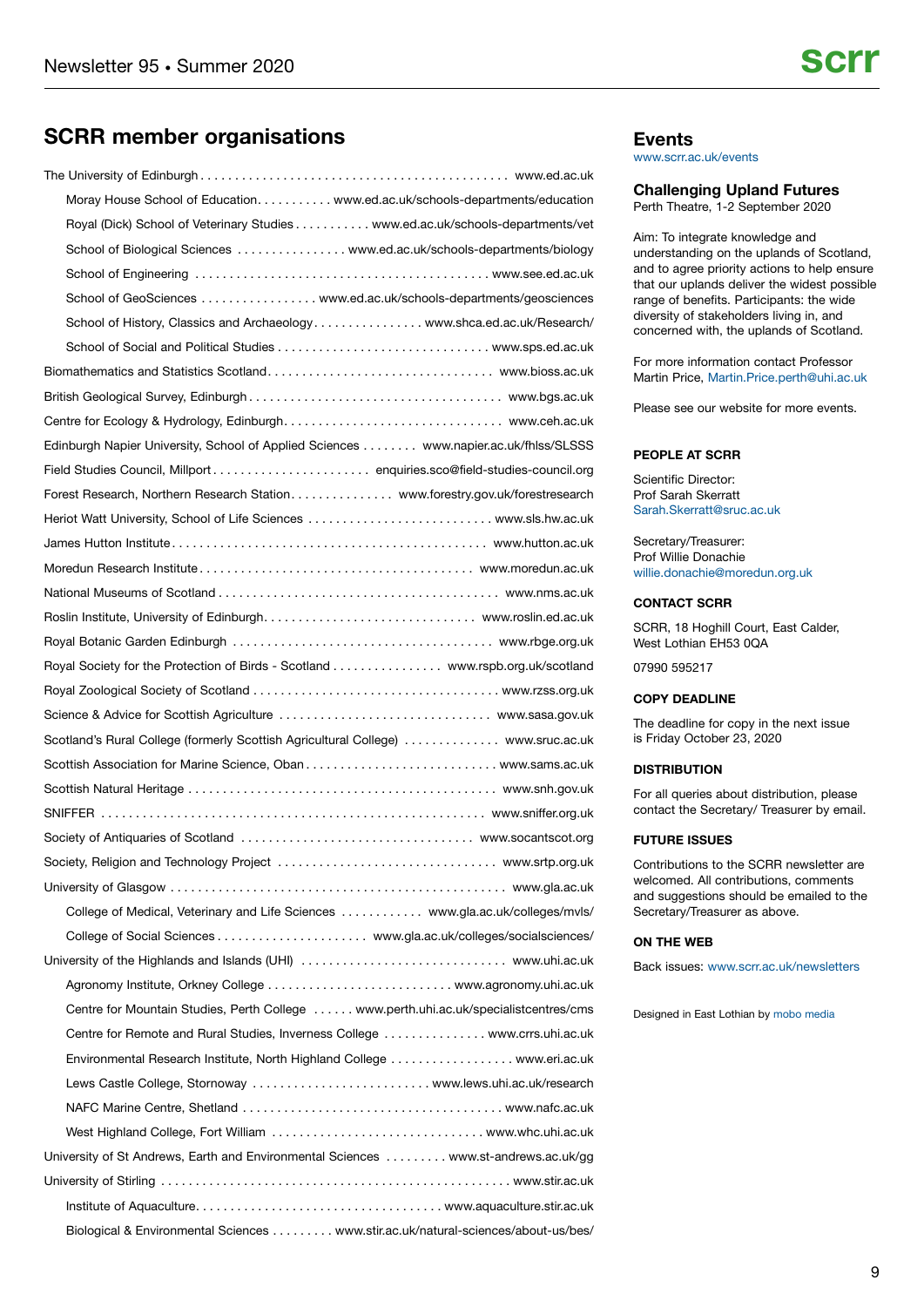## SCRR member organisations

- The University of Edinburgh . . . www.ed.ac.uk
  - Moray House School of Education. . . www.ed.ac.uk/schools-departments/education
  - Royal (Dick) School of Veterinary Studies . . . www.ed.ac.uk/schools-departments/vet
  - School of Biological Sciences . . . www.ed.ac.uk/schools-departments/biology
  - School of Engineering . . . www.see.ed.ac.uk
  - School of GeoSciences . . . www.ed.ac.uk/schools-departments/geosciences
  - School of History, Classics and Archaeology. . . www.shca.ed.ac.uk/Research/
  - School of Social and Political Studies . . . www.sps.ed.ac.uk
- Biomathematics and Statistics Scotland. . . www.bioss.ac.uk
- British Geological Survey, Edinburgh . . . www.bgs.ac.uk
- Centre for Ecology & Hydrology, Edinburgh. . . www.ceh.ac.uk
- Edinburgh Napier University, School of Applied Sciences . . . www.napier.ac.uk/fhlss/SLSSS
- Field Studies Council, Millport . . . enquiries.sco@field-studies-council.org
- Forest Research, Northern Research Station. . . www.forestry.gov.uk/forestresearch
- Heriot Watt University, School of Life Sciences . . . www.sls.hw.ac.uk
- James Hutton Institute. . . www.hutton.ac.uk
- Moredun Research Institute . . . www.moredun.ac.uk
- National Museums of Scotland . . . www.nms.ac.uk
- Roslin Institute, University of Edinburgh. . . www.roslin.ed.ac.uk
- Royal Botanic Garden Edinburgh . . . www.rbge.org.uk
- Royal Society for the Protection of Birds - Scotland . . . www.rspb.org.uk/scotland
- Royal Zoological Society of Scotland . . . www.rzss.org.uk
- Science & Advice for Scottish Agriculture . . . www.sasa.gov.uk
- Scotland's Rural College (formerly Scottish Agricultural College) . . . www.sruc.ac.uk
- Scottish Association for Marine Science, Oban . . . www.sams.ac.uk
- Scottish Natural Heritage . . . www.snh.gov.uk
- SNIFFER . . . www.sniffer.org.uk
- Society of Antiquaries of Scotland . . . www.socantscot.org
- Society, Religion and Technology Project . . . www.srtp.org.uk
- University of Glasgow . . . www.gla.ac.uk
  - College of Medical, Veterinary and Life Sciences . . . www.gla.ac.uk/colleges/mvls/
  - College of Social Sciences . . . www.gla.ac.uk/colleges/socialsciences/
- University of the Highlands and Islands (UHI) . . . www.uhi.ac.uk
  - Agronomy Institute, Orkney College . . . www.agronomy.uhi.ac.uk
  - Centre for Mountain Studies, Perth College . . . www.perth.uhi.ac.uk/specialistcentres/cms
  - Centre for Remote and Rural Studies, Inverness College . . . www.crrs.uhi.ac.uk
  - Environmental Research Institute, North Highland College . . . www.eri.ac.uk
  - Lews Castle College, Stornoway . . . www.lews.uhi.ac.uk/research
  - NAFC Marine Centre, Shetland . . . www.nafc.ac.uk
  - West Highland College, Fort William . . . www.whc.uhi.ac.uk
- University of St Andrews, Earth and Environmental Sciences . . . www.st-andrews.ac.uk/gg
- University of Stirling . . . www.stir.ac.uk
  - Institute of Aquaculture. . . www.aquaculture.stir.ac.uk
  - Biological & Environmental Sciences . . . www.stir.ac.uk/natural-sciences/about-us/bes/

## Events

www.scrr.ac.uk/events

### Challenging Upland Futures

Perth Theatre, 1-2 September 2020

Aim: To integrate knowledge and understanding on the uplands of Scotland, and to agree priority actions to help ensure that our uplands deliver the widest possible range of benefits. Participants: the wide diversity of stakeholders living in, and concerned with, the uplands of Scotland.

For more information contact Professor Martin Price, Martin.Price.perth@uhi.ac.uk

Please see our website for more events.

#### PEOPLE AT SCRR

Scientific Director:
Prof Sarah Skerratt
Sarah.Skerratt@sruc.ac.uk

Secretary/Treasurer:
Prof Willie Donachie
willie.donachie@moredun.org.uk

#### CONTACT SCRR

SCRR, 18 Hoghill Court, East Calder, West Lothian EH53 0QA

07990 595217

#### COPY DEADLINE

The deadline for copy in the next issue is Friday October 23, 2020

#### DISTRIBUTION

For all queries about distribution, please contact the Secretary/ Treasurer by email.

#### FUTURE ISSUES

Contributions to the SCRR newsletter are welcomed. All contributions, comments and suggestions should be emailed to the Secretary/Treasurer as above.

#### ON THE WEB

Back issues: www.scrr.ac.uk/newsletters

Designed in East Lothian by mobo media